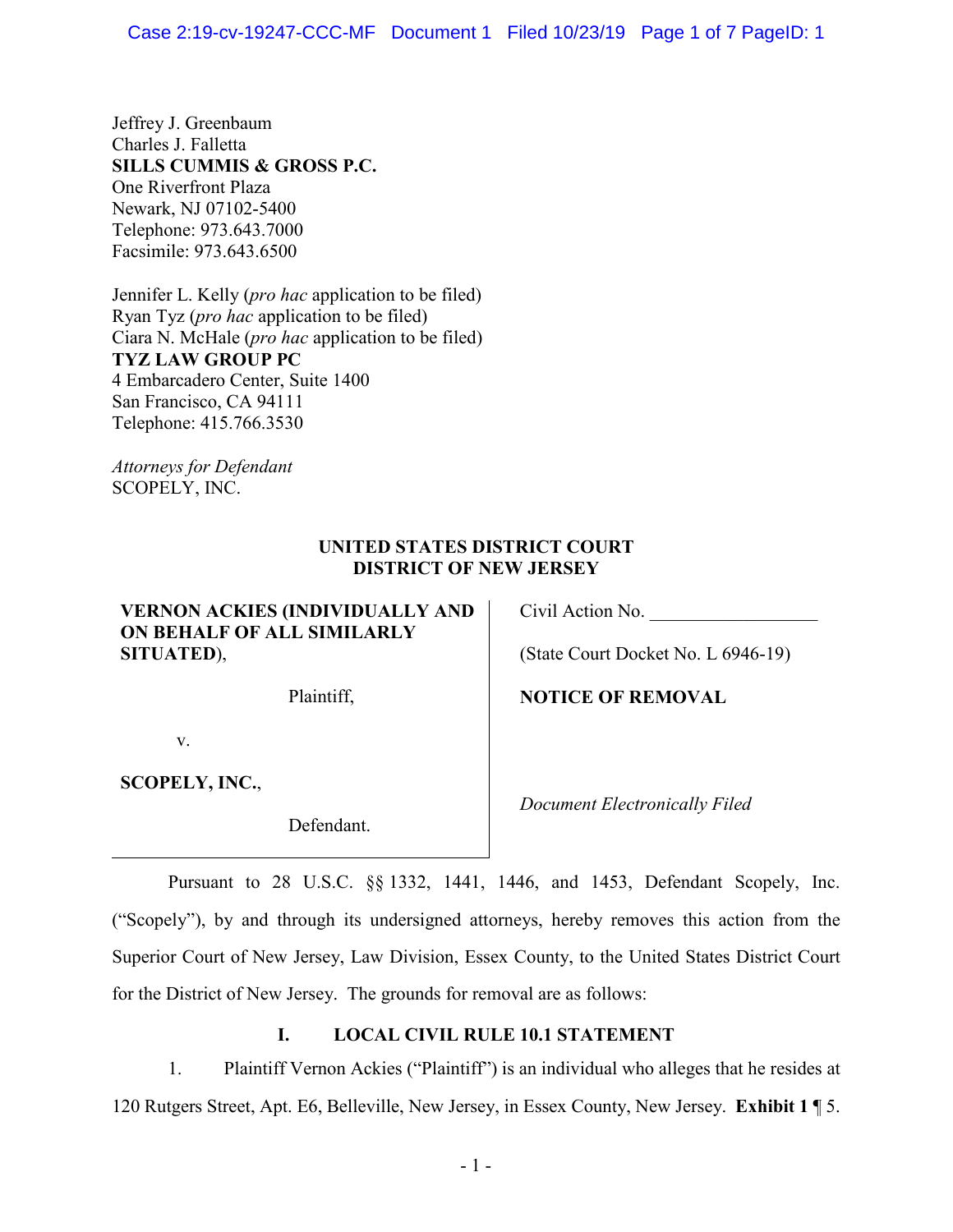Jeffrey J. Greenbaum
Charles J. Falletta
**SILLS CUMMIS & GROSS P.C.**
One Riverfront Plaza
Newark, NJ 07102-5400
Telephone: 973.643.7000
Facsimile: 973.643.6500

Jennifer L. Kelly (*pro hac* application to be filed)
Ryan Tyz (*pro hac* application to be filed)
Ciara N. McHale (*pro hac* application to be filed)
**TYZ LAW GROUP PC**
4 Embarcadero Center, Suite 1400
San Francisco, CA 94111
Telephone: 415.766.3530

*Attorneys for Defendant*
SCOPELY, INC.

**UNITED STATES DISTRICT COURT**
**DISTRICT OF NEW JERSEY**

| | |
|---|---|
| **VERNON ACKIES (INDIVIDUALLY AND ON BEHALF OF ALL SIMILARLY SITUATED)**,<br><br>Plaintiff,<br><br>v.<br><br>**SCOPELY, INC.**,<br><br>Defendant. | Civil Action No. __________________<br><br>(State Court Docket No. L 6946-19)<br><br>**NOTICE OF REMOVAL**<br><br>*Document Electronically Filed* |

Pursuant to 28 U.S.C. §§ 1332, 1441, 1446, and 1453, Defendant Scopely, Inc. ("Scopely"), by and through its undersigned attorneys, hereby removes this action from the Superior Court of New Jersey, Law Division, Essex County, to the United States District Court for the District of New Jersey. The grounds for removal are as follows:

## I. LOCAL CIVIL RULE 10.1 STATEMENT

1. Plaintiff Vernon Ackies ("Plaintiff") is an individual who alleges that he resides at 120 Rutgers Street, Apt. E6, Belleville, New Jersey, in Essex County, New Jersey. **Exhibit 1** ¶ 5.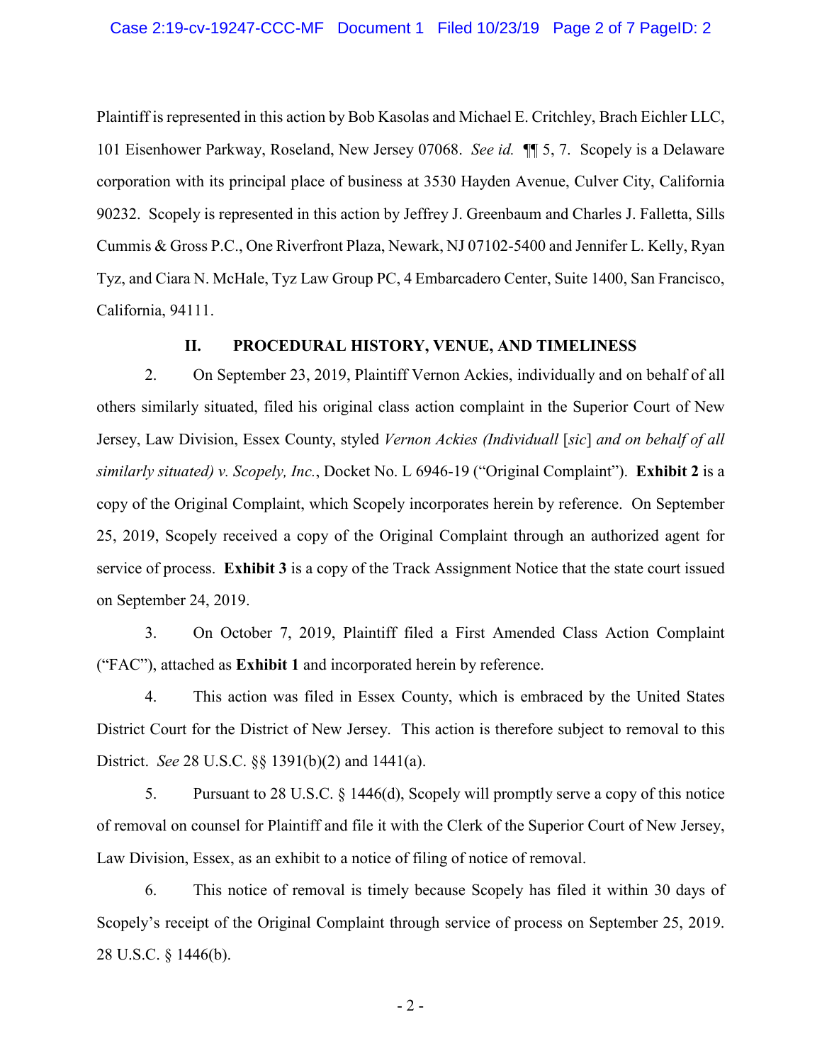Plaintiff is represented in this action by Bob Kasolas and Michael E. Critchley, Brach Eichler LLC, 101 Eisenhower Parkway, Roseland, New Jersey 07068. *See id.* ¶¶ 5, 7. Scopely is a Delaware corporation with its principal place of business at 3530 Hayden Avenue, Culver City, California 90232. Scopely is represented in this action by Jeffrey J. Greenbaum and Charles J. Falletta, Sills Cummis & Gross P.C., One Riverfront Plaza, Newark, NJ 07102-5400 and Jennifer L. Kelly, Ryan Tyz, and Ciara N. McHale, Tyz Law Group PC, 4 Embarcadero Center, Suite 1400, San Francisco, California, 94111.

## II. PROCEDURAL HISTORY, VENUE, AND TIMELINESS

2. On September 23, 2019, Plaintiff Vernon Ackies, individually and on behalf of all others similarly situated, filed his original class action complaint in the Superior Court of New Jersey, Law Division, Essex County, styled *Vernon Ackies (Individuall* [*sic*] *and on behalf of all similarly situated) v. Scopely, Inc.*, Docket No. L 6946-19 ("Original Complaint"). **Exhibit 2** is a copy of the Original Complaint, which Scopely incorporates herein by reference. On September 25, 2019, Scopely received a copy of the Original Complaint through an authorized agent for service of process. **Exhibit 3** is a copy of the Track Assignment Notice that the state court issued on September 24, 2019.

3. On October 7, 2019, Plaintiff filed a First Amended Class Action Complaint ("FAC"), attached as **Exhibit 1** and incorporated herein by reference.

4. This action was filed in Essex County, which is embraced by the United States District Court for the District of New Jersey. This action is therefore subject to removal to this District. *See* 28 U.S.C. §§ 1391(b)(2) and 1441(a).

5. Pursuant to 28 U.S.C. § 1446(d), Scopely will promptly serve a copy of this notice of removal on counsel for Plaintiff and file it with the Clerk of the Superior Court of New Jersey, Law Division, Essex, as an exhibit to a notice of filing of notice of removal.

6. This notice of removal is timely because Scopely has filed it within 30 days of Scopely's receipt of the Original Complaint through service of process on September 25, 2019. 28 U.S.C. § 1446(b).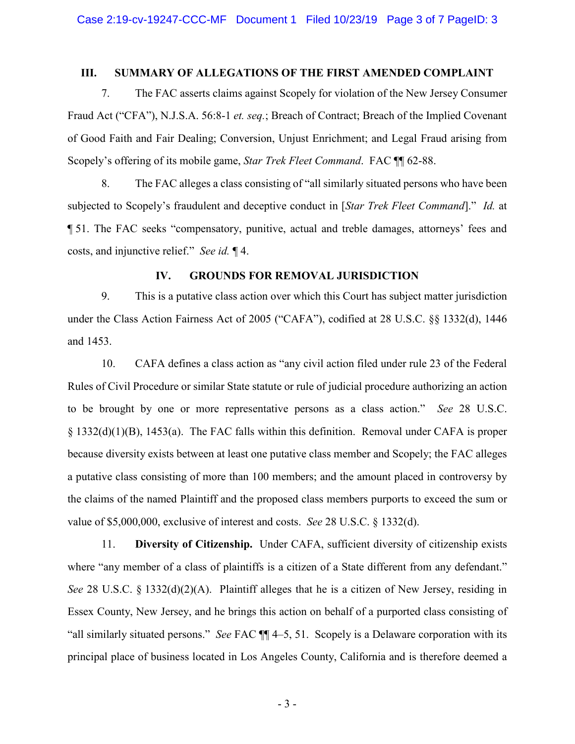## III. SUMMARY OF ALLEGATIONS OF THE FIRST AMENDED COMPLAINT

7. The FAC asserts claims against Scopely for violation of the New Jersey Consumer Fraud Act ("CFA"), N.J.S.A. 56:8-1 *et. seq.*; Breach of Contract; Breach of the Implied Covenant of Good Faith and Fair Dealing; Conversion, Unjust Enrichment; and Legal Fraud arising from Scopely's offering of its mobile game, *Star Trek Fleet Command*. FAC ¶¶ 62-88.

8. The FAC alleges a class consisting of "all similarly situated persons who have been subjected to Scopely's fraudulent and deceptive conduct in [*Star Trek Fleet Command*]." *Id.* at ¶ 51. The FAC seeks "compensatory, punitive, actual and treble damages, attorneys' fees and costs, and injunctive relief." *See id.* ¶ 4.

## IV. GROUNDS FOR REMOVAL JURISDICTION

9. This is a putative class action over which this Court has subject matter jurisdiction under the Class Action Fairness Act of 2005 ("CAFA"), codified at 28 U.S.C. §§ 1332(d), 1446 and 1453.

10. CAFA defines a class action as "any civil action filed under rule 23 of the Federal Rules of Civil Procedure or similar State statute or rule of judicial procedure authorizing an action to be brought by one or more representative persons as a class action." *See* 28 U.S.C. § 1332(d)(1)(B), 1453(a). The FAC falls within this definition. Removal under CAFA is proper because diversity exists between at least one putative class member and Scopely; the FAC alleges a putative class consisting of more than 100 members; and the amount placed in controversy by the claims of the named Plaintiff and the proposed class members purports to exceed the sum or value of $5,000,000, exclusive of interest and costs. *See* 28 U.S.C. § 1332(d).

11. **Diversity of Citizenship.** Under CAFA, sufficient diversity of citizenship exists where "any member of a class of plaintiffs is a citizen of a State different from any defendant." *See* 28 U.S.C. § 1332(d)(2)(A). Plaintiff alleges that he is a citizen of New Jersey, residing in Essex County, New Jersey, and he brings this action on behalf of a purported class consisting of "all similarly situated persons." *See* FAC ¶¶ 4–5, 51. Scopely is a Delaware corporation with its principal place of business located in Los Angeles County, California and is therefore deemed a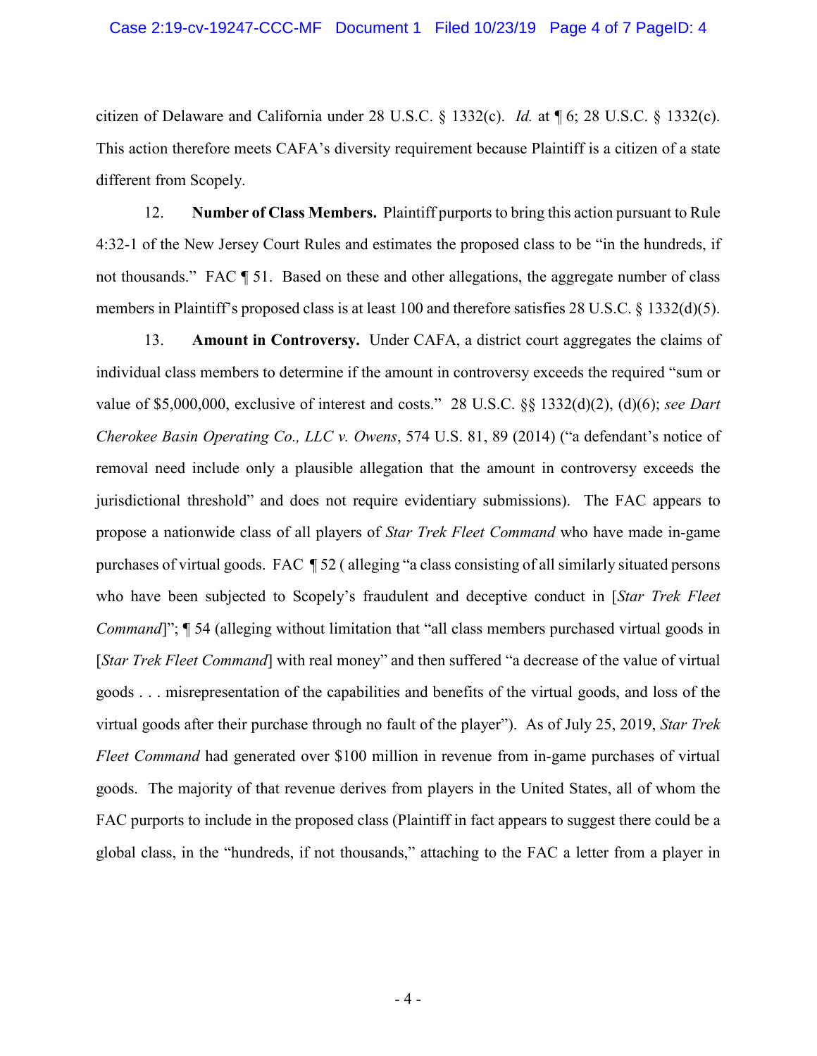citizen of Delaware and California under 28 U.S.C. § 1332(c). *Id.* at ¶ 6; 28 U.S.C. § 1332(c). This action therefore meets CAFA's diversity requirement because Plaintiff is a citizen of a state different from Scopely.

12. **Number of Class Members.** Plaintiff purports to bring this action pursuant to Rule 4:32-1 of the New Jersey Court Rules and estimates the proposed class to be "in the hundreds, if not thousands." FAC ¶ 51. Based on these and other allegations, the aggregate number of class members in Plaintiff's proposed class is at least 100 and therefore satisfies 28 U.S.C. § 1332(d)(5).

13. **Amount in Controversy.** Under CAFA, a district court aggregates the claims of individual class members to determine if the amount in controversy exceeds the required "sum or value of $5,000,000, exclusive of interest and costs." 28 U.S.C. §§ 1332(d)(2), (d)(6); *see Dart Cherokee Basin Operating Co., LLC v. Owens*, 574 U.S. 81, 89 (2014) ("a defendant's notice of removal need include only a plausible allegation that the amount in controversy exceeds the jurisdictional threshold" and does not require evidentiary submissions). The FAC appears to propose a nationwide class of all players of *Star Trek Fleet Command* who have made in-game purchases of virtual goods. FAC ¶ 52 ( alleging "a class consisting of all similarly situated persons who have been subjected to Scopely's fraudulent and deceptive conduct in [*Star Trek Fleet Command*]"; ¶ 54 (alleging without limitation that "all class members purchased virtual goods in [*Star Trek Fleet Command*] with real money" and then suffered "a decrease of the value of virtual goods . . . misrepresentation of the capabilities and benefits of the virtual goods, and loss of the virtual goods after their purchase through no fault of the player"). As of July 25, 2019, *Star Trek Fleet Command* had generated over $100 million in revenue from in-game purchases of virtual goods. The majority of that revenue derives from players in the United States, all of whom the FAC purports to include in the proposed class (Plaintiff in fact appears to suggest there could be a global class, in the "hundreds, if not thousands," attaching to the FAC a letter from a player in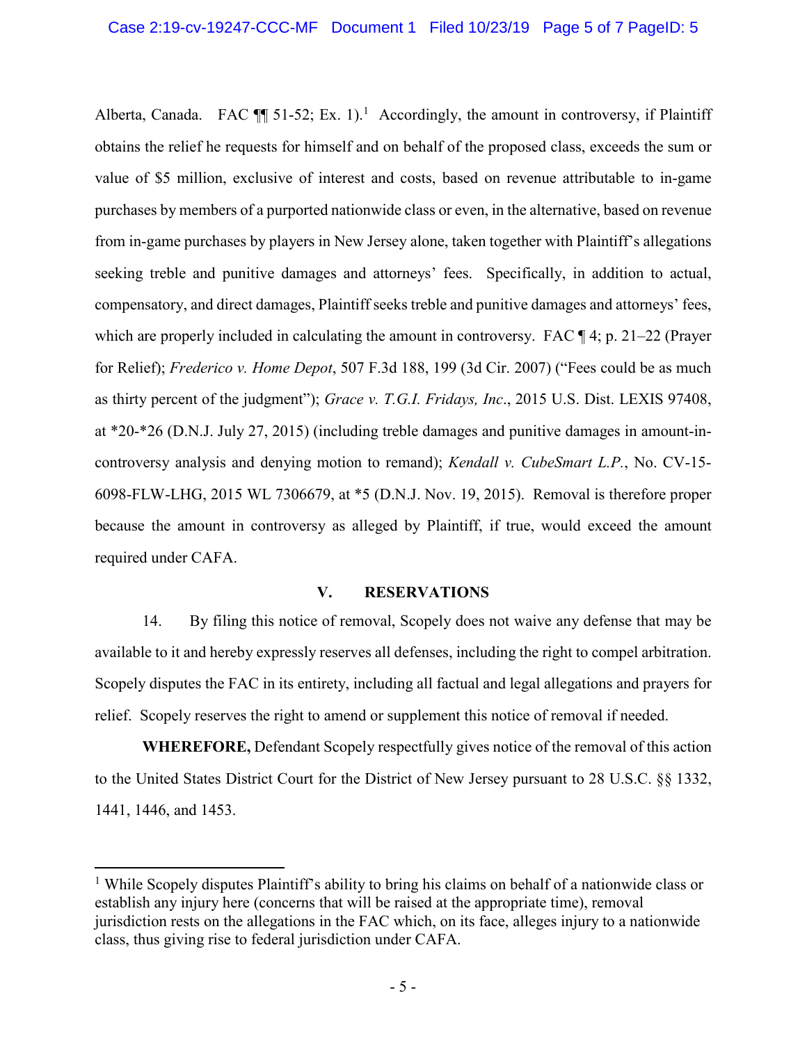Alberta, Canada. FAC ¶¶ 51-52; Ex. 1).[1] Accordingly, the amount in controversy, if Plaintiff obtains the relief he requests for himself and on behalf of the proposed class, exceeds the sum or value of $5 million, exclusive of interest and costs, based on revenue attributable to in-game purchases by members of a purported nationwide class or even, in the alternative, based on revenue from in-game purchases by players in New Jersey alone, taken together with Plaintiff's allegations seeking treble and punitive damages and attorneys' fees. Specifically, in addition to actual, compensatory, and direct damages, Plaintiff seeks treble and punitive damages and attorneys' fees, which are properly included in calculating the amount in controversy. FAC ¶ 4; p. 21–22 (Prayer for Relief); *Frederico v. Home Depot*, 507 F.3d 188, 199 (3d Cir. 2007) ("Fees could be as much as thirty percent of the judgment"); *Grace v. T.G.I. Fridays, Inc*., 2015 U.S. Dist. LEXIS 97408, at *20-*26 (D.N.J. July 27, 2015) (including treble damages and punitive damages in amount-in-controversy analysis and denying motion to remand); *Kendall v. CubeSmart L.P.*, No. CV-15-6098-FLW-LHG, 2015 WL 7306679, at *5 (D.N.J. Nov. 19, 2015). Removal is therefore proper because the amount in controversy as alleged by Plaintiff, if true, would exceed the amount required under CAFA.

## V. RESERVATIONS

14. By filing this notice of removal, Scopely does not waive any defense that may be available to it and hereby expressly reserves all defenses, including the right to compel arbitration. Scopely disputes the FAC in its entirety, including all factual and legal allegations and prayers for relief. Scopely reserves the right to amend or supplement this notice of removal if needed.

**WHEREFORE,** Defendant Scopely respectfully gives notice of the removal of this action to the United States District Court for the District of New Jersey pursuant to 28 U.S.C. §§ 1332, 1441, 1446, and 1453.

---

[1] While Scopely disputes Plaintiff's ability to bring his claims on behalf of a nationwide class or establish any injury here (concerns that will be raised at the appropriate time), removal jurisdiction rests on the allegations in the FAC which, on its face, alleges injury to a nationwide class, thus giving rise to federal jurisdiction under CAFA.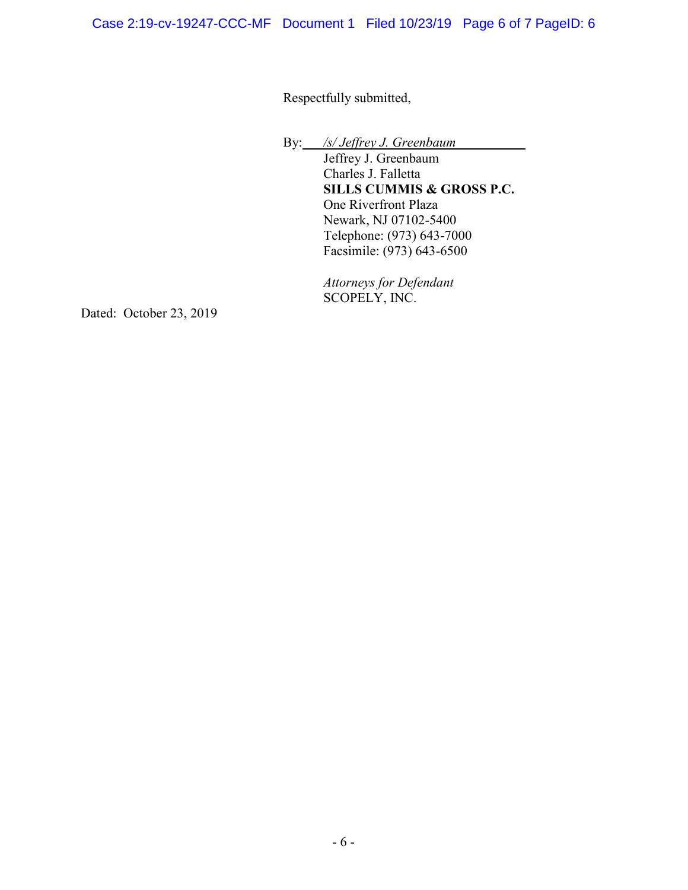Respectfully submitted,

By: */s/ Jeffrey J. Greenbaum*
Jeffrey J. Greenbaum
Charles J. Falletta
**SILLS CUMMIS & GROSS P.C.**
One Riverfront Plaza
Newark, NJ 07102-5400
Telephone: (973) 643-7000
Facsimile: (973) 643-6500

*Attorneys for Defendant*
SCOPELY, INC.

Dated: October 23, 2019